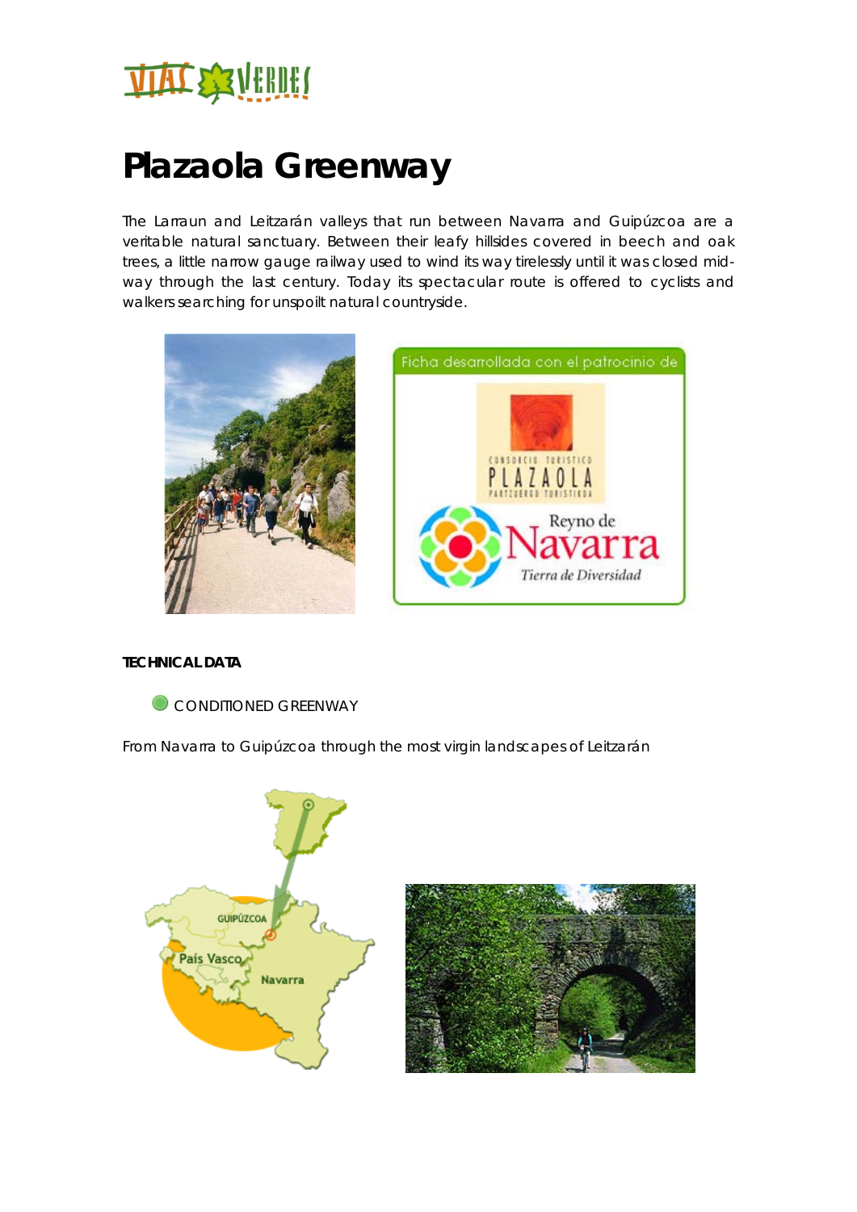# Plazaola Greenway

The Larraun and Leitzarán valleys that run between Navarra and Guipúzcoa are a veritable natural sanctuary. Between their leafy hillsides covered in beech and oak trees, a little narrow gauge railway used to wind its way tirelessly until it was closed mid-way through the last century. Today its spectacular route is offered to cyclists and walkers searching for unspoilt natural countryside.

**TECHNICAL DATA**

CONDITIONED GREENWAY

From Navarra to Guipúzcoa through the most virgin landscapes of Leitzarán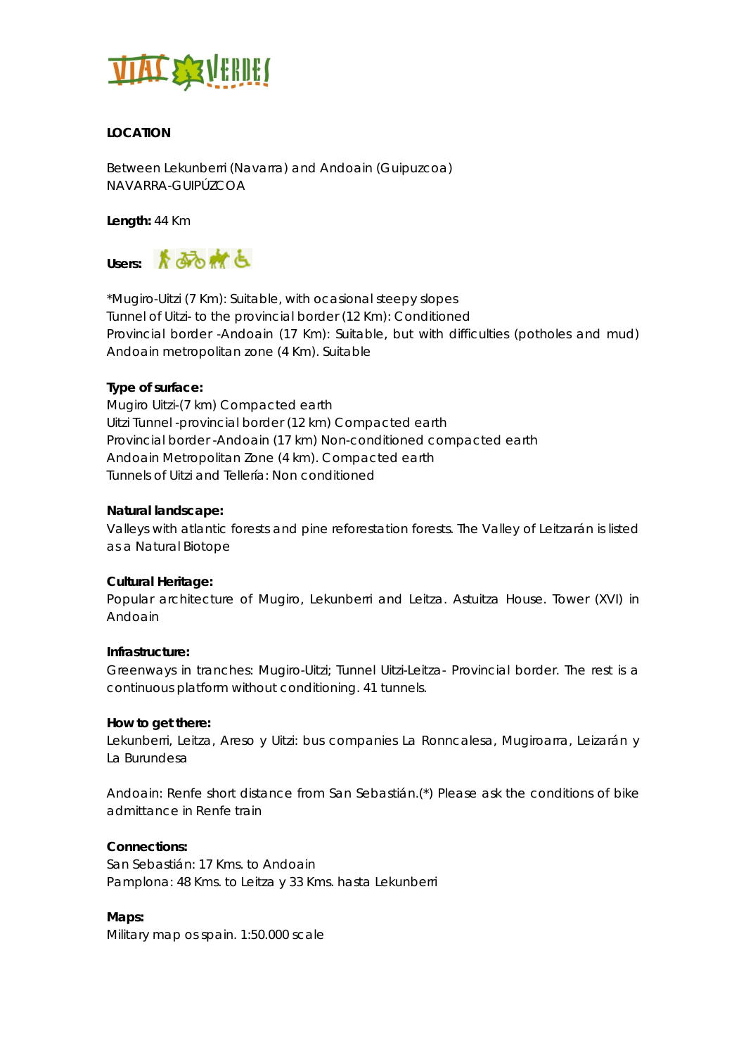**LOCATION**

Between Lekunberri (Navarra) and Andoain (Guipuzcoa)
NAVARRA-GUIPÚZCOA

**Length:** 44 Km

**Users:**

*Mugiro-Uitzi (7 Km): Suitable, with ocasional steepy slopes
Tunnel of Uitzi- to the provincial border (12 Km): Conditioned
Provincial border -Andoain (17 Km): Suitable, but with difficulties (potholes and mud)
Andoain metropolitan zone (4 Km). Suitable

**Type of surface:**
Mugiro Uitzi-(7 km) Compacted earth
Uitzi Tunnel -provincial border (12 km) Compacted earth
Provincial border -Andoain (17 km) Non-conditioned compacted earth
Andoain Metropolitan Zone (4 km). Compacted earth
Tunnels of Uitzi and Tellería: Non conditioned

**Natural landscape:**
Valleys with atlantic forests and pine reforestation forests. The Valley of Leitzarán is listed as a Natural Biotope

**Cultural Heritage:**
Popular architecture of Mugiro, Lekunberri and Leitza. Astuitza House. Tower (XVI) in Andoain

**Infrastructure:**
Greenways in tranches: Mugiro-Uitzi; Tunnel Uitzi-Leitza- Provincial border. The rest is a continuous platform without conditioning. 41 tunnels.

**How to get there:**
Lekunberri, Leitza, Areso y Uitzi: bus companies La Ronncalesa, Mugiroarra, Leizarán y La Burundesa

Andoain: Renfe short distance from San Sebastián.(*) Please ask the conditions of bike admittance in Renfe train

**Connections:**
San Sebastián: 17 Kms. to Andoain
Pamplona: 48 Kms. to Leitza y 33 Kms. hasta Lekunberri

**Maps:**
Military map os spain. 1:50.000 scale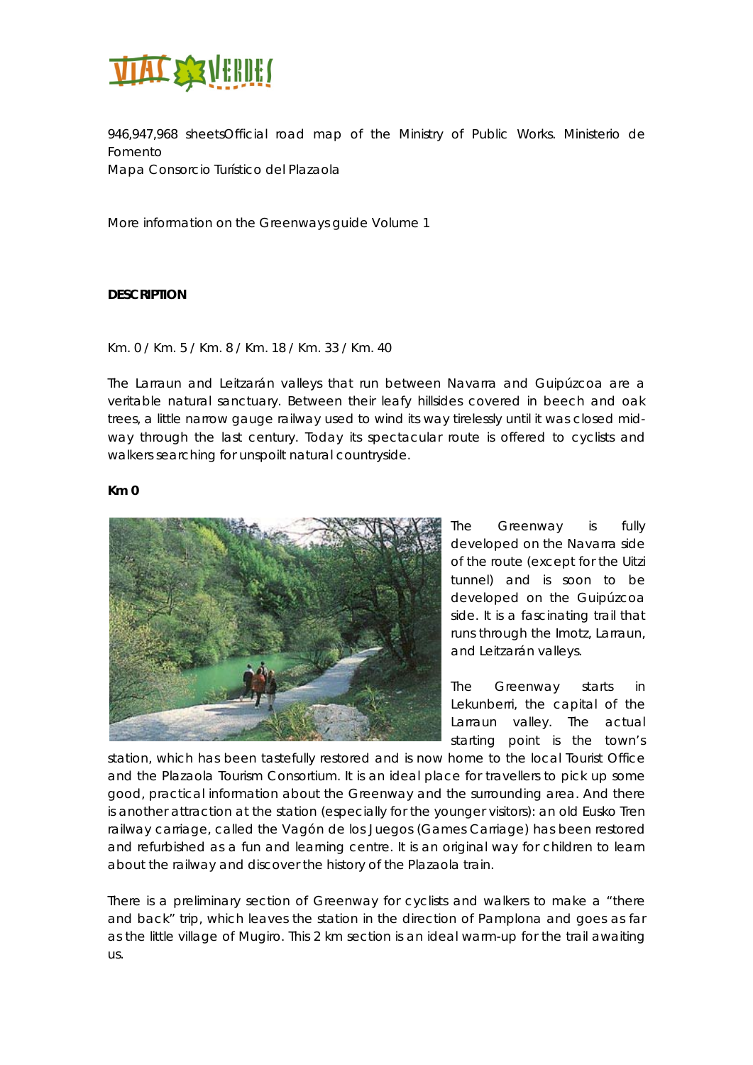946,947,968 sheetsOfficial road map of the Ministry of Public Works. Ministerio de Fomento
Mapa Consorcio Turístico del Plazaola

More information on the Greenways guide Volume 1

**DESCRIPTION**

Km. 0 / Km. 5 / Km. 8 / Km. 18 / Km. 33 / Km. 40

The Larraun and Leitzarán valleys that run between Navarra and Guipúzcoa are a veritable natural sanctuary. Between their leafy hillsides covered in beech and oak trees, a little narrow gauge railway used to wind its way tirelessly until it was closed mid-way through the last century. Today its spectacular route is offered to cyclists and walkers searching for unspoilt natural countryside.

**Km 0**

The Greenway is fully developed on the Navarra side of the route (except for the Uitzi tunnel) and is soon to be developed on the Guipúzcoa side. It is a fascinating trail that runs through the Imotz, Larraun, and Leitzarán valleys.

The Greenway starts in Lekunberri, the capital of the Larraun valley. The actual starting point is the town's station, which has been tastefully restored and is now home to the local Tourist Office and the Plazaola Tourism Consortium. It is an ideal place for travellers to pick up some good, practical information about the Greenway and the surrounding area. And there is another attraction at the station (especially for the younger visitors): an old Eusko Tren railway carriage, called the Vagón de los Juegos (Games Carriage) has been restored and refurbished as a fun and learning centre. It is an original way for children to learn about the railway and discover the history of the Plazaola train.

There is a preliminary section of Greenway for cyclists and walkers to make a "there and back" trip, which leaves the station in the direction of Pamplona and goes as far as the little village of Mugiro. This 2 km section is an ideal warm-up for the trail awaiting us.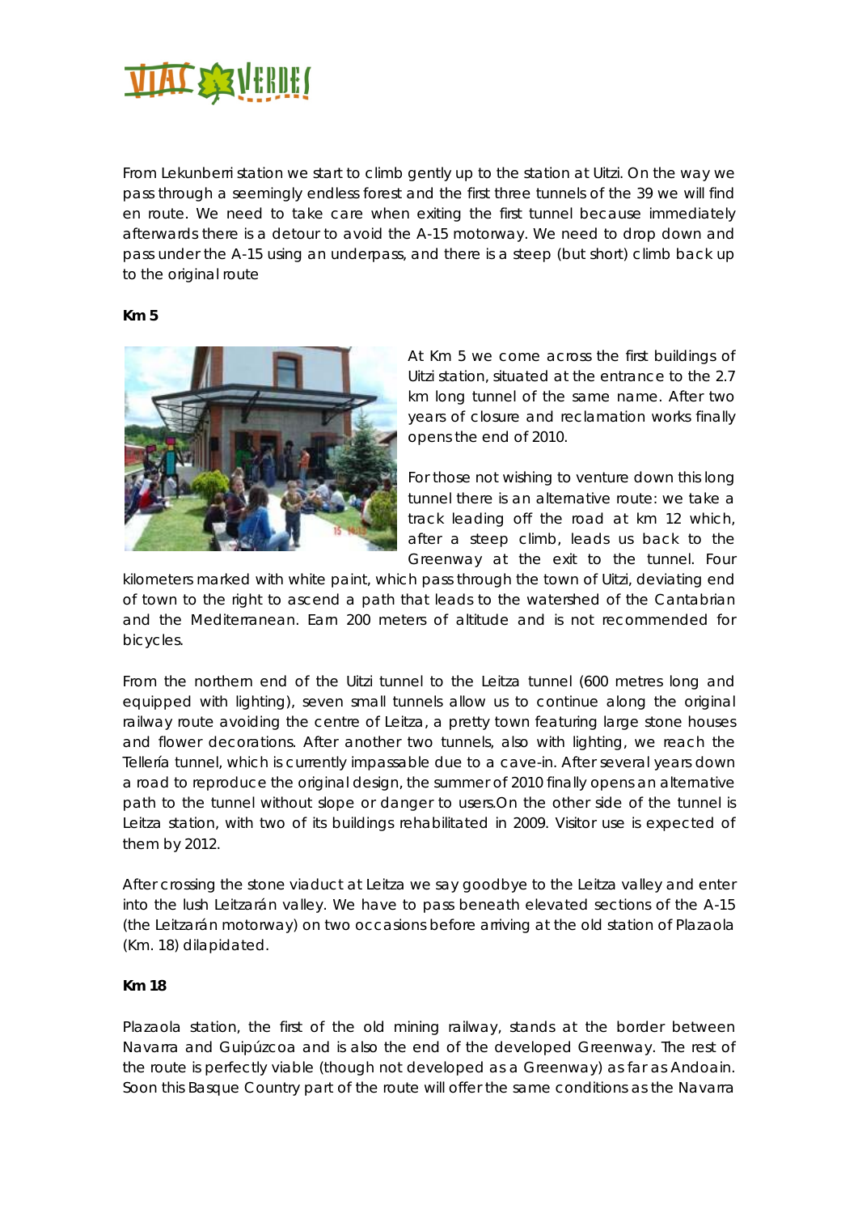From Lekunberri station we start to climb gently up to the station at Uitzi. On the way we pass through a seemingly endless forest and the first three tunnels of the 39 we will find en route. We need to take care when exiting the first tunnel because immediately afterwards there is a detour to avoid the A-15 motorway. We need to drop down and pass under the A-15 using an underpass, and there is a steep (but short) climb back up to the original route

**Km 5**

At Km 5 we come across the first buildings of Uitzi station, situated at the entrance to the 2.7 km long tunnel of the same name. After two years of closure and reclamation works finally opens the end of 2010.

For those not wishing to venture down this long tunnel there is an alternative route: we take a track leading off the road at km 12 which, after a steep climb, leads us back to the Greenway at the exit to the tunnel. Four kilometers marked with white paint, which pass through the town of Uitzi, deviating end of town to the right to ascend a path that leads to the watershed of the Cantabrian and the Mediterranean. Earn 200 meters of altitude and is not recommended for bicycles.

From the northern end of the Uitzi tunnel to the Leitza tunnel (600 metres long and equipped with lighting), seven small tunnels allow us to continue along the original railway route avoiding the centre of Leitza, a pretty town featuring large stone houses and flower decorations. After another two tunnels, also with lighting, we reach the Tellería tunnel, which is currently impassable due to a cave-in. After several years down a road to reproduce the original design, the summer of 2010 finally opens an alternative path to the tunnel without slope or danger to users.On the other side of the tunnel is Leitza station, with two of its buildings rehabilitated in 2009. Visitor use is expected of them by 2012.

After crossing the stone viaduct at Leitza we say goodbye to the Leitza valley and enter into the lush Leitzarán valley. We have to pass beneath elevated sections of the A-15 (the Leitzarán motorway) on two occasions before arriving at the old station of Plazaola (Km. 18) dilapidated.

**Km 18**

Plazaola station, the first of the old mining railway, stands at the border between Navarra and Guipúzcoa and is also the end of the developed Greenway. The rest of the route is perfectly viable (though not developed as a Greenway) as far as Andoain. Soon this Basque Country part of the route will offer the same conditions as the Navarra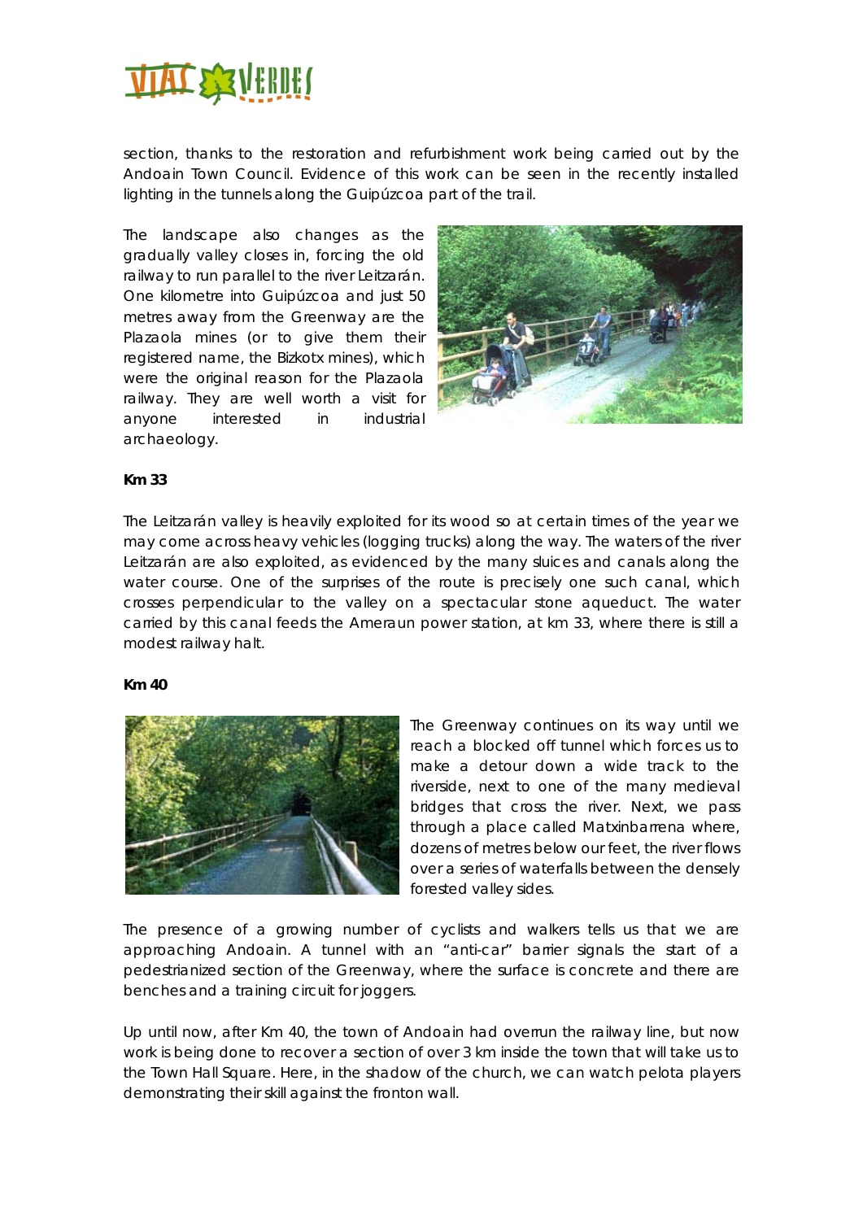section, thanks to the restoration and refurbishment work being carried out by the Andoain Town Council. Evidence of this work can be seen in the recently installed lighting in the tunnels along the Guipúzcoa part of the trail.

The landscape also changes as the gradually valley closes in, forcing the old railway to run parallel to the river Leitzarán. One kilometre into Guipúzcoa and just 50 metres away from the Greenway are the Plazaola mines (or to give them their registered name, the Bizkotx mines), which were the original reason for the Plazaola railway. They are well worth a visit for anyone interested in industrial archaeology.

**Km 33**

The Leitzarán valley is heavily exploited for its wood so at certain times of the year we may come across heavy vehicles (logging trucks) along the way. The waters of the river Leitzarán are also exploited, as evidenced by the many sluices and canals along the water course. One of the surprises of the route is precisely one such canal, which crosses perpendicular to the valley on a spectacular stone aqueduct. The water carried by this canal feeds the Ameraun power station, at km 33, where there is still a modest railway halt.

**Km 40**

The Greenway continues on its way until we reach a blocked off tunnel which forces us to make a detour down a wide track to the riverside, next to one of the many medieval bridges that cross the river. Next, we pass through a place called Matxinbarrena where, dozens of metres below our feet, the river flows over a series of waterfalls between the densely forested valley sides.

The presence of a growing number of cyclists and walkers tells us that we are approaching Andoain. A tunnel with an "anti-car" barrier signals the start of a pedestrianized section of the Greenway, where the surface is concrete and there are benches and a training circuit for joggers.

Up until now, after Km 40, the town of Andoain had overrun the railway line, but now work is being done to recover a section of over 3 km inside the town that will take us to the Town Hall Square. Here, in the shadow of the church, we can watch pelota players demonstrating their skill against the fronton wall.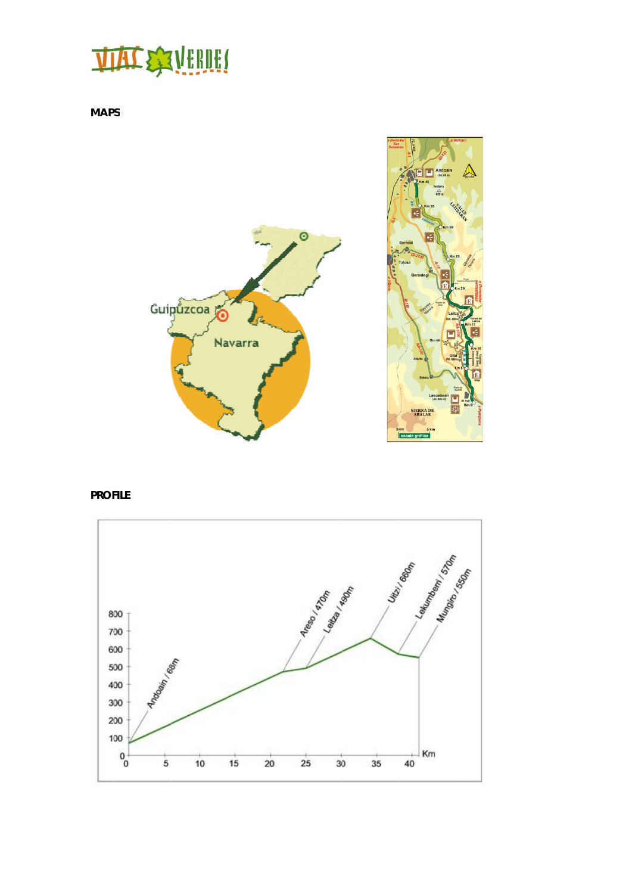# MAPS

# PROFILE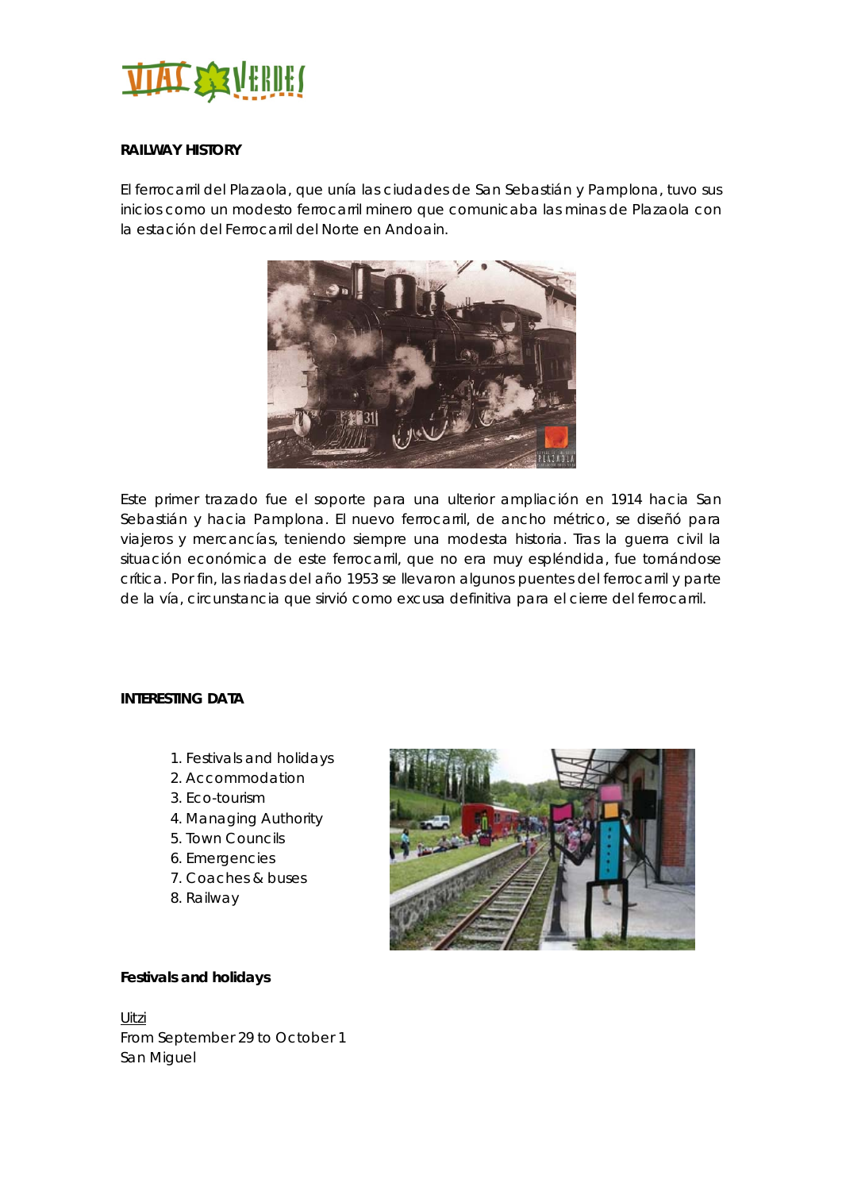**RAILWAY HISTORY**

El ferrocarril del Plazaola, que unía las ciudades de San Sebastián y Pamplona, tuvo sus inicios como un modesto ferrocarril minero que comunicaba las minas de Plazaola con la estación del Ferrocarril del Norte en Andoain.

Este primer trazado fue el soporte para una ulterior ampliación en 1914 hacia San Sebastián y hacia Pamplona. El nuevo ferrocarril, de ancho métrico, se diseñó para viajeros y mercancías, teniendo siempre una modesta historia. Tras la guerra civil la situación económica de este ferrocarril, que no era muy espléndida, fue tornándose crítica. Por fin, las riadas del año 1953 se llevaron algunos puentes del ferrocarril y parte de la vía, circunstancia que sirvió como excusa definitiva para el cierre del ferrocarril.

**INTERESTING DATA**

1. Festivals and holidays
2. Accommodation
3. Eco-tourism
4. Managing Authority
5. Town Councils
6. Emergencies
7. Coaches & buses
8. Railway

**Festivals and holidays**

<u>Uitzi</u>
From September 29 to October 1
San Miguel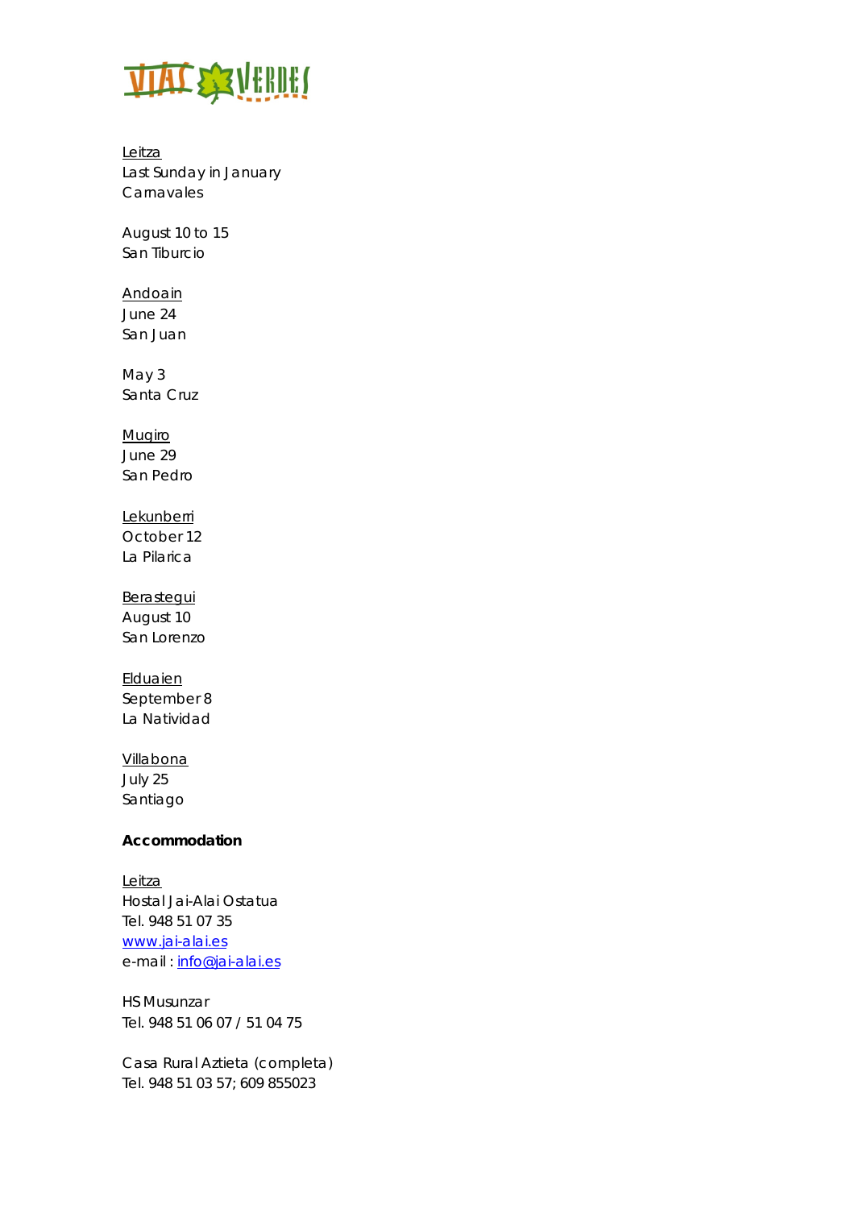Leitza
Last Sunday in January
Carnavales

August 10 to 15
San Tiburcio

Andoain
June 24
San Juan

May 3
Santa Cruz

Mugiro
June 29
San Pedro

Lekunberri
October 12
La Pilarica

Berastegui
August 10
San Lorenzo

Elduaien
September 8
La Natividad

Villabona
July 25
Santiago

**Accommodation**

Leitza
Hostal Jai-Alai Ostatua
Tel. 948 51 07 35
www.jai-alai.es
e-mail : info@jai-alai.es

HS Musunzar
Tel. 948 51 06 07 / 51 04 75

Casa Rural Aztieta (completa)
Tel. 948 51 03 57; 609 855023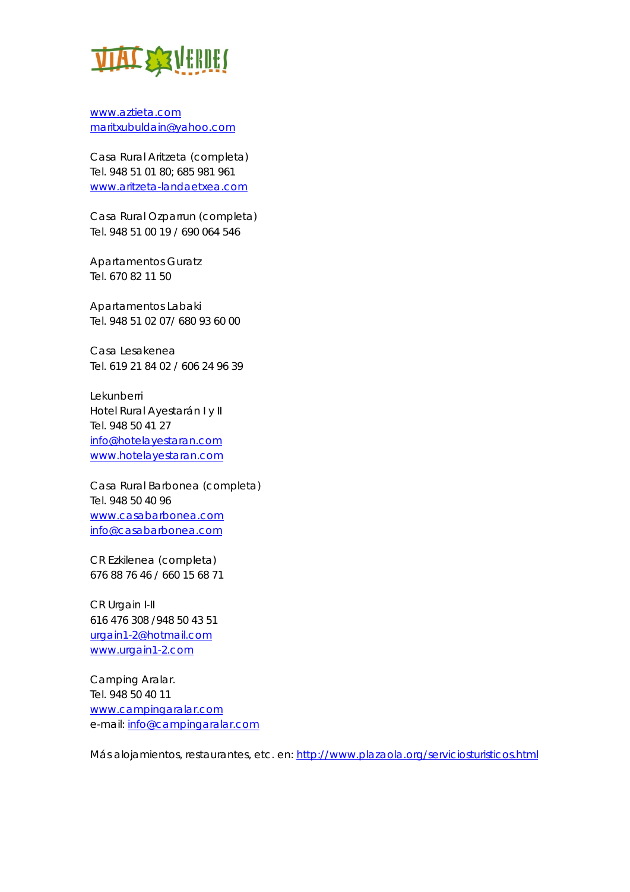www.aztieta.com
maritxubuldain@yahoo.com

Casa Rural Aritzeta (completa)
Tel. 948 51 01 80; 685 981 961
www.aritzeta-landaetxea.com

Casa Rural Ozparrun (completa)
Tel. 948 51 00 19 / 690 064 546

Apartamentos Guratz
Tel. 670 82 11 50

Apartamentos Labaki
Tel. 948 51 02 07/ 680 93 60 00

Casa Lesakenea
Tel. 619 21 84 02 / 606 24 96 39

Lekunberri
Hotel Rural Ayestarán I y II
Tel. 948 50 41 27
info@hotelayestaran.com
www.hotelayestaran.com

Casa Rural Barbonea (completa)
Tel. 948 50 40 96
www.casabarbonea.com
info@casabarbonea.com

CR Ezkilenea (completa)
676 88 76 46 / 660 15 68 71

CR Urgain I-II
616 476 308 /948 50 43 51
urgain1-2@hotmail.com
www.urgain1-2.com

Camping Aralar.
Tel. 948 50 40 11
www.campingaralar.com
e-mail: info@campingaralar.com

Más alojamientos, restaurantes, etc. en: http://www.plazaola.org/serviciosturisticos.html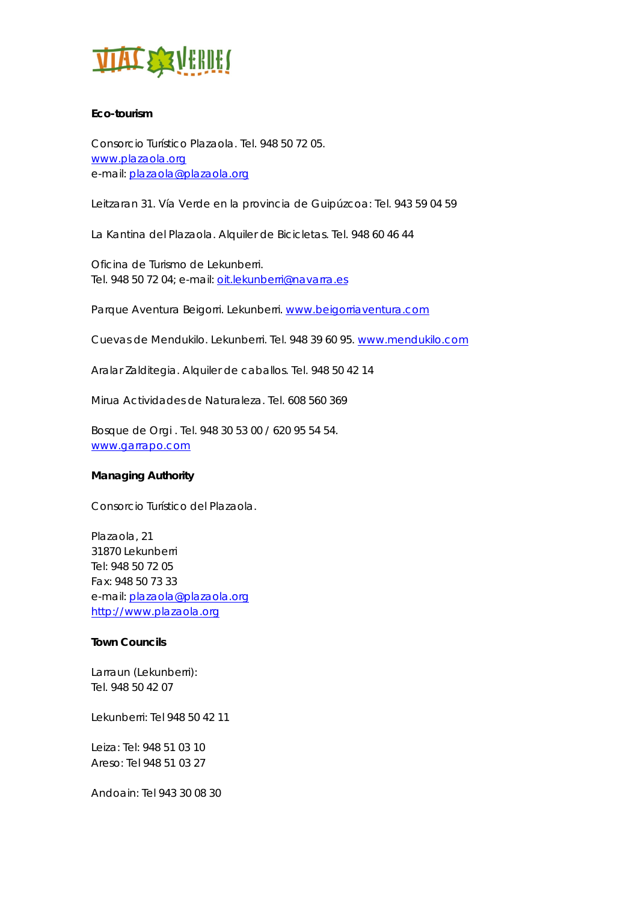**Eco-tourism**

Consorcio Turístico Plazaola. Tel. 948 50 72 05.
www.plazaola.org
e-mail: plazaola@plazaola.org

Leitzaran 31. Vía Verde en la provincia de Guipúzcoa: Tel. 943 59 04 59

La Kantina del Plazaola. Alquiler de Bicicletas. Tel. 948 60 46 44

Oficina de Turismo de Lekunberri.
Tel. 948 50 72 04; e-mail: oit.lekunberri@navarra.es

Parque Aventura Beigorri. Lekunberri. www.beigorriaventura.com

Cuevas de Mendukilo. Lekunberri. Tel. 948 39 60 95. www.mendukilo.com

Aralar Zalditegia. Alquiler de caballos. Tel. 948 50 42 14

Mirua Actividades de Naturaleza. Tel. 608 560 369

Bosque de Orgi . Tel. 948 30 53 00 / 620 95 54 54.
www.garrapo.com

**Managing Authority**

Consorcio Turístico del Plazaola.

Plazaola, 21
31870 Lekunberri
Tel: 948 50 72 05
Fax: 948 50 73 33
e-mail: plazaola@plazaola.org
http://www.plazaola.org

**Town Councils**

Larraun (Lekunberri):
Tel. 948 50 42 07

Lekunberri: Tel 948 50 42 11

Leiza: Tel: 948 51 03 10
Areso: Tel 948 51 03 27

Andoain: Tel 943 30 08 30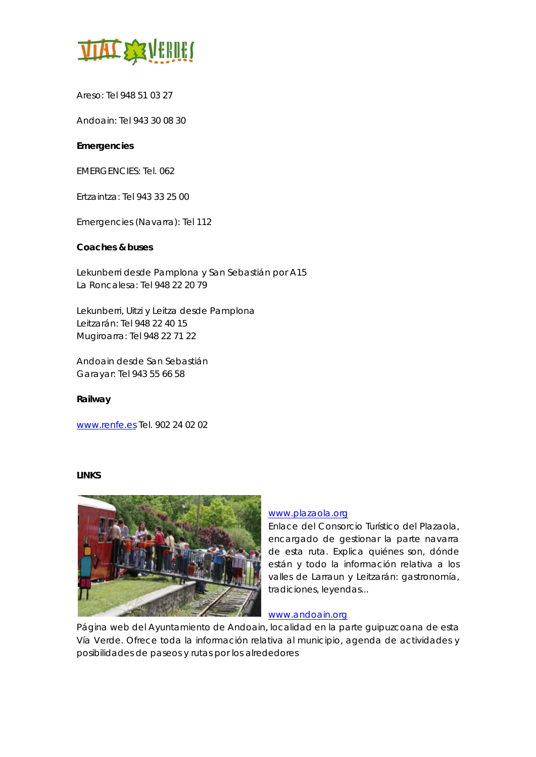Areso: Tel 948 51 03 27

Andoain: Tel 943 30 08 30

**Emergencies**

EMERGENCIES: Tel. 062

Ertzaintza: Tel 943 33 25 00

Emergencies (Navarra): Tel 112

**Coaches & buses**

Lekunberri desde Pamplona y San Sebastián por A15
La Roncalesa: Tel 948 22 20 79

Lekunberri, Uitzi y Leitza desde Pamplona
Leitzarán: Tel 948 22 40 15
Mugiroarra: Tel 948 22 71 22

Andoain desde San Sebastián
Garayar: Tel 943 55 66 58

**Railway**

www.renfe.es Tel. 902 24 02 02

**LINKS**

www.plazaola.org
Enlace del Consorcio Turístico del Plazaola, encargado de gestionar la parte navarra de esta ruta. Explica quiénes son, dónde están y todo la información relativa a los valles de Larraun y Leitzarán: gastronomía, tradiciones, leyendas...

www.andoain.org
Página web del Ayuntamiento de Andoain, localidad en la parte guipuzcoana de esta Vía Verde. Ofrece toda la información relativa al municipio, agenda de actividades y posibilidades de paseos y rutas por los alrededores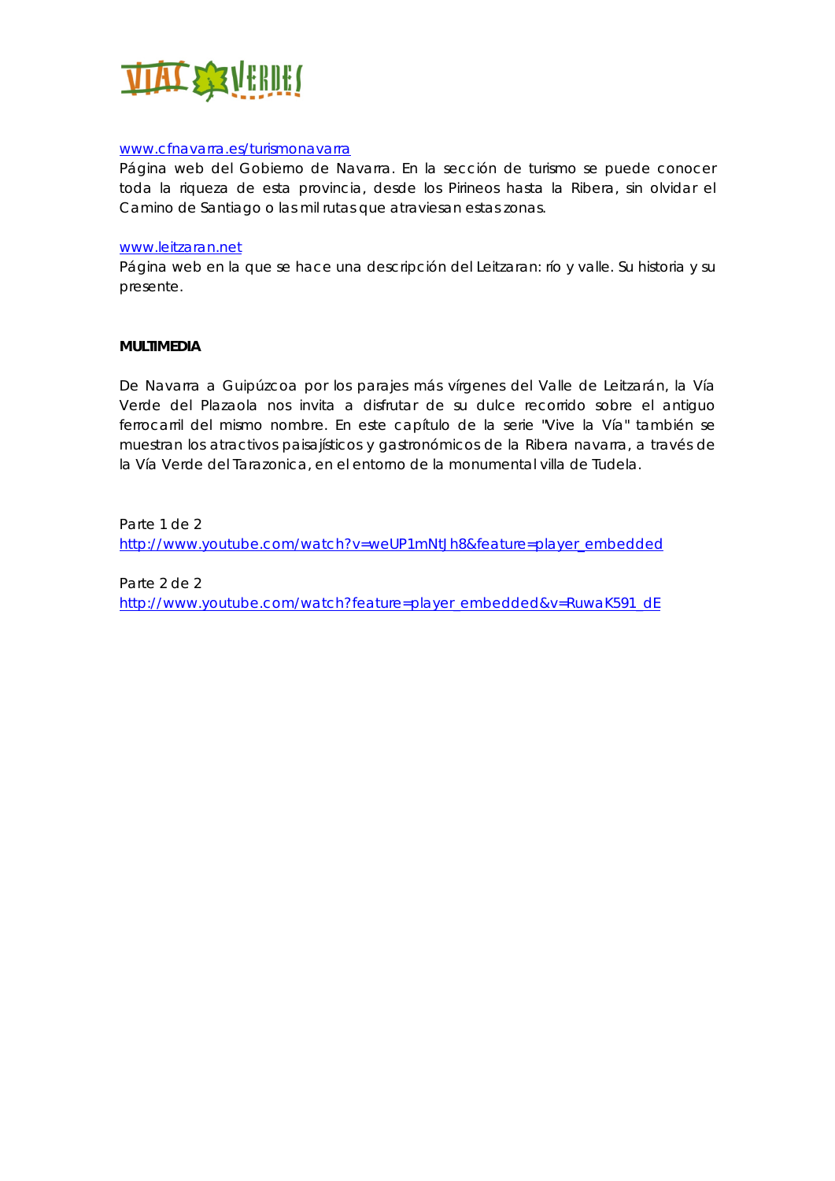www.cfnavarra.es/turismonavarra

Página web del Gobierno de Navarra. En la sección de turismo se puede conocer toda la riqueza de esta provincia, desde los Pirineos hasta la Ribera, sin olvidar el Camino de Santiago o las mil rutas que atraviesan estas zonas.

www.leitzaran.net

Página web en la que se hace una descripción del Leitzaran: río y valle. Su historia y su presente.

**MULTIMEDIA**

De Navarra a Guipúzcoa por los parajes más vírgenes del Valle de Leitzarán, la Vía Verde del Plazaola nos invita a disfrutar de su dulce recorrido sobre el antiguo ferrocarril del mismo nombre. En este capítulo de la serie "Vive la Vía" también se muestran los atractivos paisajísticos y gastronómicos de la Ribera navarra, a través de la Vía Verde del Tarazonica, en el entorno de la monumental villa de Tudela.

Parte 1 de 2

http://www.youtube.com/watch?v=weUP1mNtJh8&feature=player_embedded

Parte 2 de 2

http://www.youtube.com/watch?feature=player_embedded&v=RuwaK591_dE